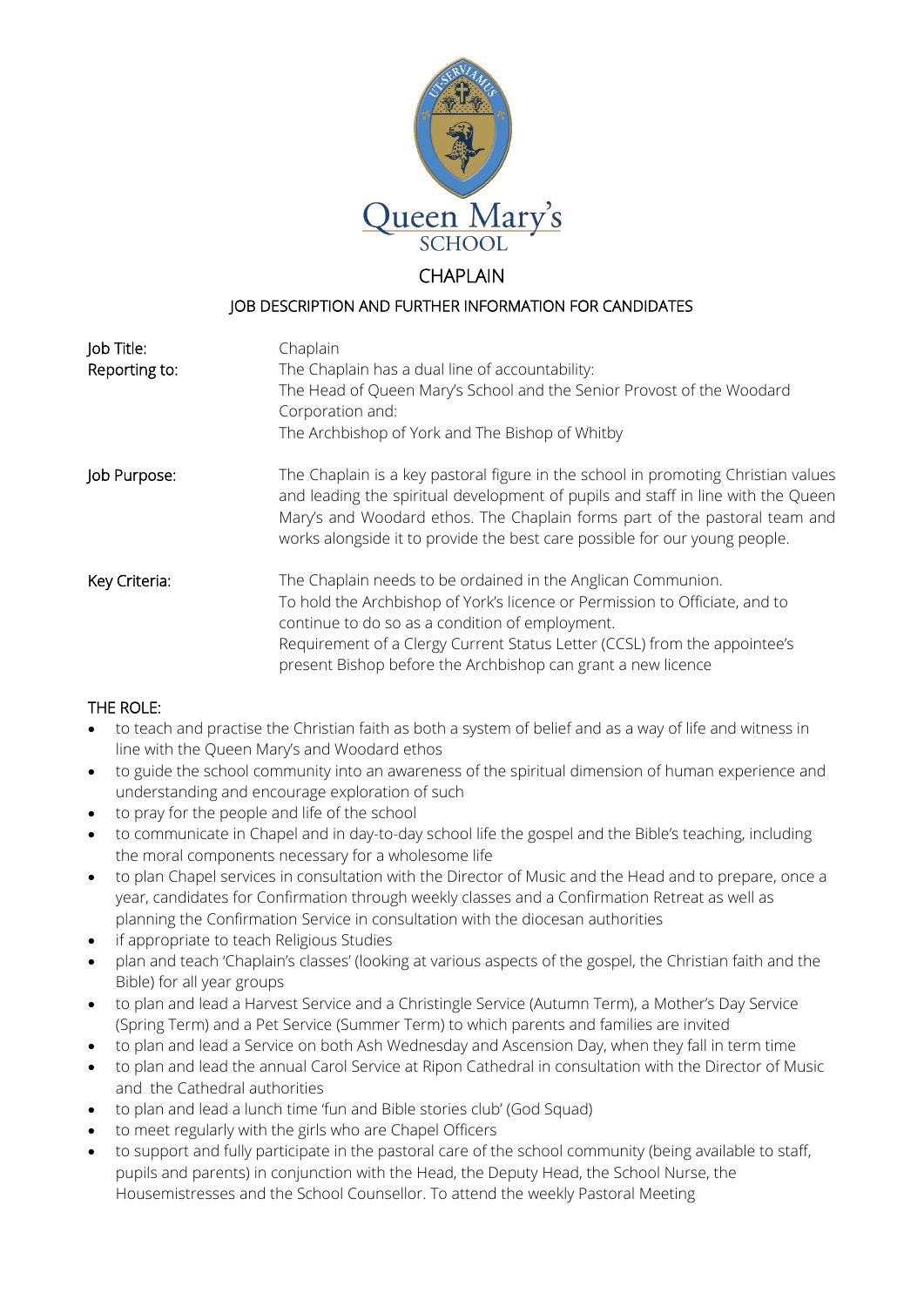Queen Mary's SCHOOL

# CHAPLAIN

## JOB DESCRIPTION AND FURTHER INFORMATION FOR CANDIDATES

| | |
|---|---|
| Job Title: | Chaplain |
| Reporting to: | The Chaplain has a dual line of accountability:<br>The Head of Queen Mary's School and the Senior Provost of the Woodard Corporation and:<br>The Archbishop of York and The Bishop of Whitby |
| Job Purpose: | The Chaplain is a key pastoral figure in the school in promoting Christian values and leading the spiritual development of pupils and staff in line with the Queen Mary's and Woodard ethos. The Chaplain forms part of the pastoral team and works alongside it to provide the best care possible for our young people. |
| Key Criteria: | The Chaplain needs to be ordained in the Anglican Communion.<br>To hold the Archbishop of York's licence or Permission to Officiate, and to continue to do so as a condition of employment.<br>Requirement of a Clergy Current Status Letter (CCSL) from the appointee's present Bishop before the Archbishop can grant a new licence |

## THE ROLE:

- to teach and practise the Christian faith as both a system of belief and as a way of life and witness in line with the Queen Mary's and Woodard ethos
- to guide the school community into an awareness of the spiritual dimension of human experience and understanding and encourage exploration of such
- to pray for the people and life of the school
- to communicate in Chapel and in day-to-day school life the gospel and the Bible's teaching, including the moral components necessary for a wholesome life
- to plan Chapel services in consultation with the Director of Music and the Head and to prepare, once a year, candidates for Confirmation through weekly classes and a Confirmation Retreat as well as planning the Confirmation Service in consultation with the diocesan authorities
- if appropriate to teach Religious Studies
- plan and teach 'Chaplain's classes' (looking at various aspects of the gospel, the Christian faith and the Bible) for all year groups
- to plan and lead a Harvest Service and a Christingle Service (Autumn Term), a Mother's Day Service (Spring Term) and a Pet Service (Summer Term) to which parents and families are invited
- to plan and lead a Service on both Ash Wednesday and Ascension Day, when they fall in term time
- to plan and lead the annual Carol Service at Ripon Cathedral in consultation with the Director of Music and the Cathedral authorities
- to plan and lead a lunch time 'fun and Bible stories club' (God Squad)
- to meet regularly with the girls who are Chapel Officers
- to support and fully participate in the pastoral care of the school community (being available to staff, pupils and parents) in conjunction with the Head, the Deputy Head, the School Nurse, the Housemistresses and the School Counsellor. To attend the weekly Pastoral Meeting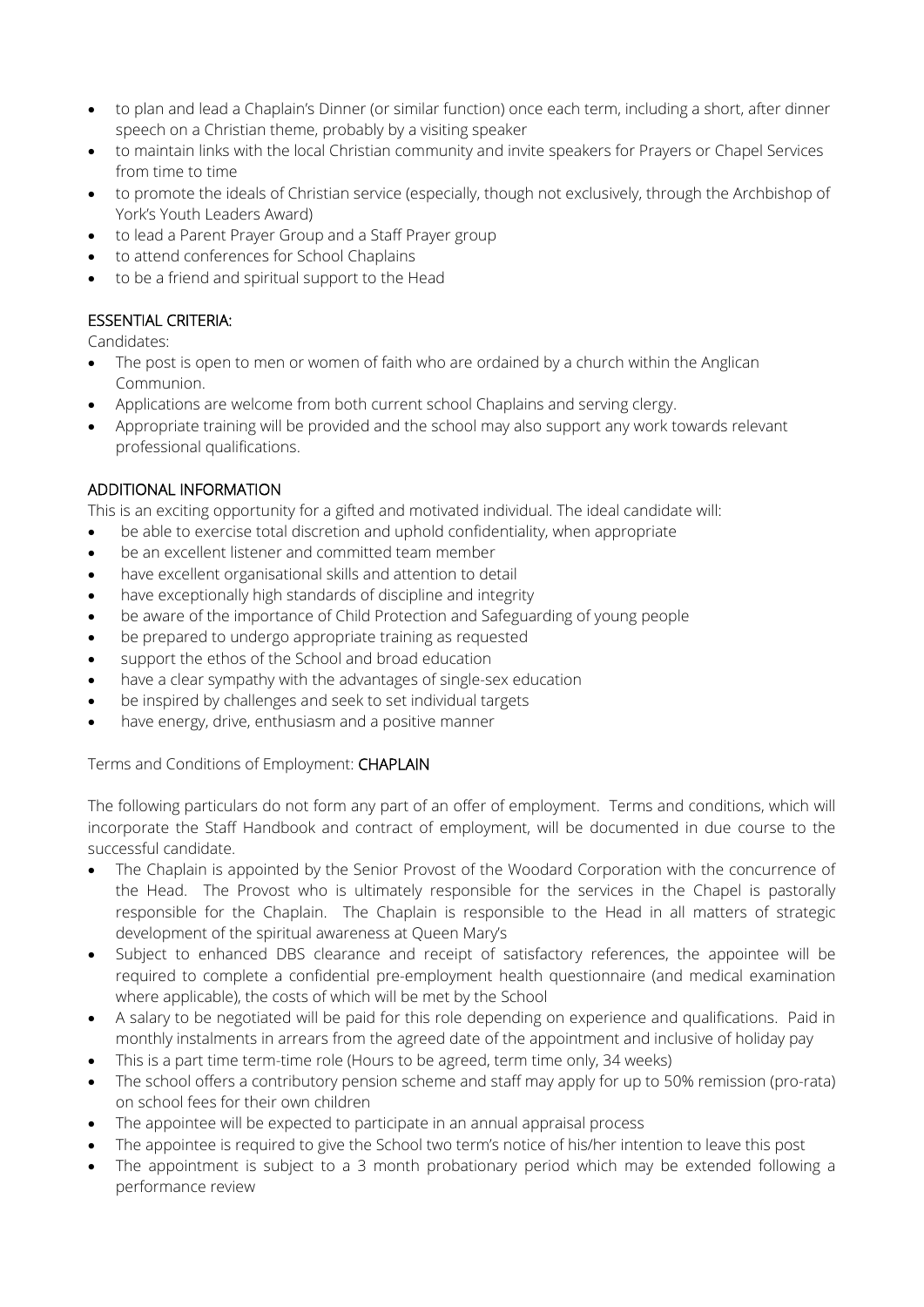- to plan and lead a Chaplain's Dinner (or similar function) once each term, including a short, after dinner speech on a Christian theme, probably by a visiting speaker
- to maintain links with the local Christian community and invite speakers for Prayers or Chapel Services from time to time
- to promote the ideals of Christian service (especially, though not exclusively, through the Archbishop of York's Youth Leaders Award)
- to lead a Parent Prayer Group and a Staff Prayer group
- to attend conferences for School Chaplains
- to be a friend and spiritual support to the Head

## ESSENTIAL CRITERIA:

Candidates:

- The post is open to men or women of faith who are ordained by a church within the Anglican Communion.
- Applications are welcome from both current school Chaplains and serving clergy.
- Appropriate training will be provided and the school may also support any work towards relevant professional qualifications.

## ADDITIONAL INFORMATION

This is an exciting opportunity for a gifted and motivated individual. The ideal candidate will:

- be able to exercise total discretion and uphold confidentiality, when appropriate
- be an excellent listener and committed team member
- have excellent organisational skills and attention to detail
- have exceptionally high standards of discipline and integrity
- be aware of the importance of Child Protection and Safeguarding of young people
- be prepared to undergo appropriate training as requested
- support the ethos of the School and broad education
- have a clear sympathy with the advantages of single-sex education
- be inspired by challenges and seek to set individual targets
- have energy, drive, enthusiasm and a positive manner

Terms and Conditions of Employment: **CHAPLAIN**

The following particulars do not form any part of an offer of employment. Terms and conditions, which will incorporate the Staff Handbook and contract of employment, will be documented in due course to the successful candidate.

- The Chaplain is appointed by the Senior Provost of the Woodard Corporation with the concurrence of the Head. The Provost who is ultimately responsible for the services in the Chapel is pastorally responsible for the Chaplain. The Chaplain is responsible to the Head in all matters of strategic development of the spiritual awareness at Queen Mary's
- Subject to enhanced DBS clearance and receipt of satisfactory references, the appointee will be required to complete a confidential pre-employment health questionnaire (and medical examination where applicable), the costs of which will be met by the School
- A salary to be negotiated will be paid for this role depending on experience and qualifications. Paid in monthly instalments in arrears from the agreed date of the appointment and inclusive of holiday pay
- This is a part time term-time role (Hours to be agreed, term time only, 34 weeks)
- The school offers a contributory pension scheme and staff may apply for up to 50% remission (pro-rata) on school fees for their own children
- The appointee will be expected to participate in an annual appraisal process
- The appointee is required to give the School two term's notice of his/her intention to leave this post
- The appointment is subject to a 3 month probationary period which may be extended following a performance review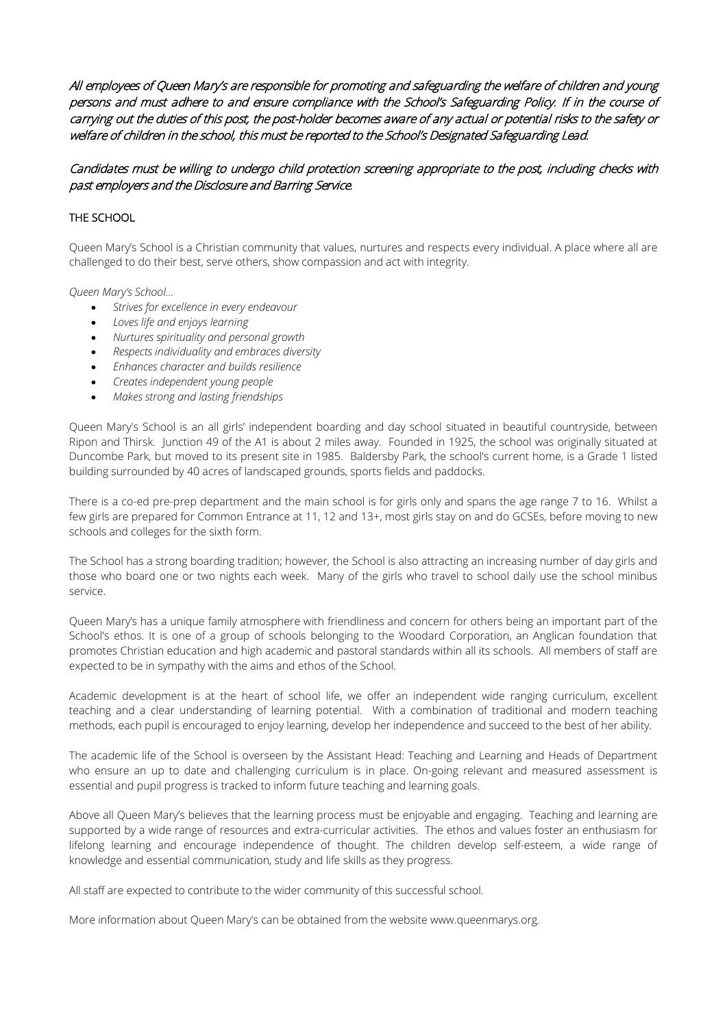*All employees of Queen Mary's are responsible for promoting and safeguarding the welfare of children and young persons and must adhere to and ensure compliance with the School's Safeguarding Policy. If in the course of carrying out the duties of this post, the post-holder becomes aware of any actual or potential risks to the safety or welfare of children in the school, this must be reported to the School's Designated Safeguarding Lead.*

*Candidates must be willing to undergo child protection screening appropriate to the post, including checks with past employers and the Disclosure and Barring Service.*

## THE SCHOOL

Queen Mary's School is a Christian community that values, nurtures and respects every individual. A place where all are challenged to do their best, serve others, show compassion and act with integrity.

*Queen Mary's School…*

- *Strives for excellence in every endeavour*
- *Loves life and enjoys learning*
- *Nurtures spirituality and personal growth*
- *Respects individuality and embraces diversity*
- *Enhances character and builds resilience*
- *Creates independent young people*
- *Makes strong and lasting friendships*

Queen Mary's School is an all girls' independent boarding and day school situated in beautiful countryside, between Ripon and Thirsk. Junction 49 of the A1 is about 2 miles away. Founded in 1925, the school was originally situated at Duncombe Park, but moved to its present site in 1985. Baldersby Park, the school's current home, is a Grade 1 listed building surrounded by 40 acres of landscaped grounds, sports fields and paddocks.

There is a co-ed pre-prep department and the main school is for girls only and spans the age range 7 to 16. Whilst a few girls are prepared for Common Entrance at 11, 12 and 13+, most girls stay on and do GCSEs, before moving to new schools and colleges for the sixth form.

The School has a strong boarding tradition; however, the School is also attracting an increasing number of day girls and those who board one or two nights each week. Many of the girls who travel to school daily use the school minibus service.

Queen Mary's has a unique family atmosphere with friendliness and concern for others being an important part of the School's ethos. It is one of a group of schools belonging to the Woodard Corporation, an Anglican foundation that promotes Christian education and high academic and pastoral standards within all its schools. All members of staff are expected to be in sympathy with the aims and ethos of the School.

Academic development is at the heart of school life, we offer an independent wide ranging curriculum, excellent teaching and a clear understanding of learning potential. With a combination of traditional and modern teaching methods, each pupil is encouraged to enjoy learning, develop her independence and succeed to the best of her ability.

The academic life of the School is overseen by the Assistant Head: Teaching and Learning and Heads of Department who ensure an up to date and challenging curriculum is in place. On-going relevant and measured assessment is essential and pupil progress is tracked to inform future teaching and learning goals.

Above all Queen Mary's believes that the learning process must be enjoyable and engaging. Teaching and learning are supported by a wide range of resources and extra-curricular activities. The ethos and values foster an enthusiasm for lifelong learning and encourage independence of thought. The children develop self-esteem, a wide range of knowledge and essential communication, study and life skills as they progress.

All staff are expected to contribute to the wider community of this successful school.

More information about Queen Mary's can be obtained from the website www.queenmarys.org.